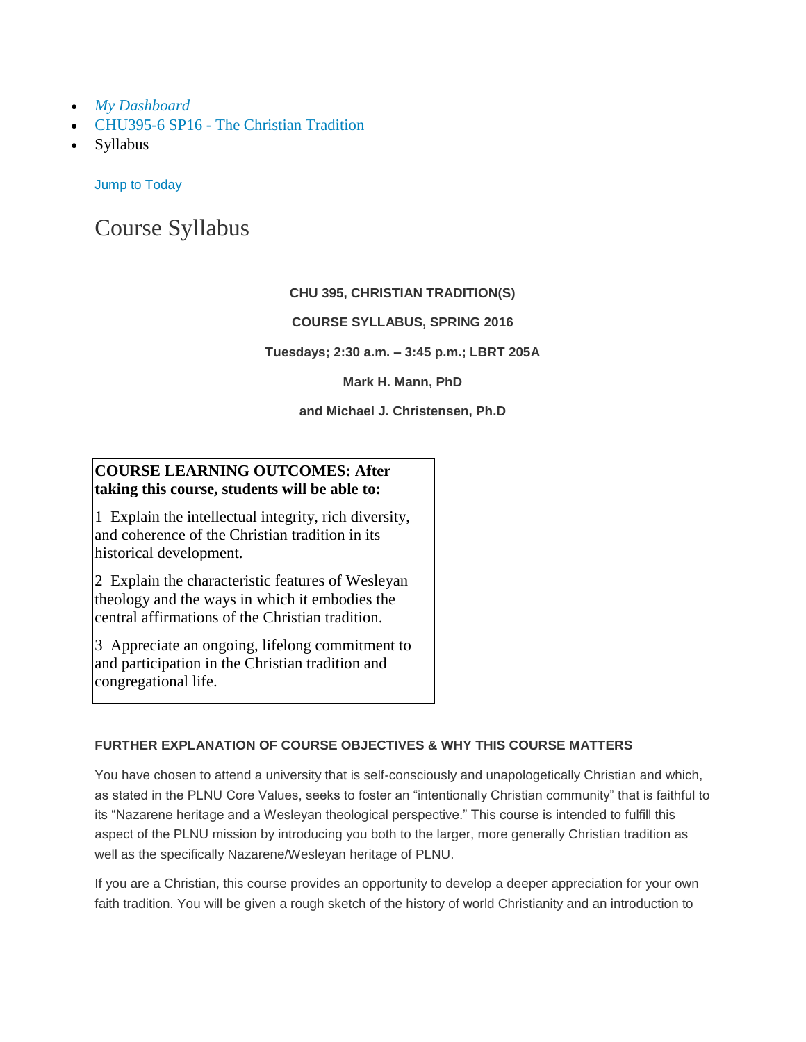- *My Dashboard*
- CHU395-6 SP16 - The Christian Tradition
- Syllabus

Jump to Today

# Course Syllabus

**CHU 395, CHRISTIAN TRADITION(S)**

**COURSE SYLLABUS, SPRING 2016**

**Tuesdays; 2:30 a.m. – 3:45 p.m.; LBRT 205A**

**Mark H. Mann, PhD**

**and Michael J. Christensen, Ph.D**

**COURSE LEARNING OUTCOMES: After taking this course, students will be able to:**

1 Explain the intellectual integrity, rich diversity, and coherence of the Christian tradition in its historical development.

2 Explain the characteristic features of Wesleyan theology and the ways in which it embodies the central affirmations of the Christian tradition.

3 Appreciate an ongoing, lifelong commitment to and participation in the Christian tradition and congregational life.

### FURTHER EXPLANATION OF COURSE OBJECTIVES & WHY THIS COURSE MATTERS

You have chosen to attend a university that is self-consciously and unapologetically Christian and which, as stated in the PLNU Core Values, seeks to foster an "intentionally Christian community" that is faithful to its "Nazarene heritage and a Wesleyan theological perspective." This course is intended to fulfill this aspect of the PLNU mission by introducing you both to the larger, more generally Christian tradition as well as the specifically Nazarene/Wesleyan heritage of PLNU.

If you are a Christian, this course provides an opportunity to develop a deeper appreciation for your own faith tradition. You will be given a rough sketch of the history of world Christianity and an introduction to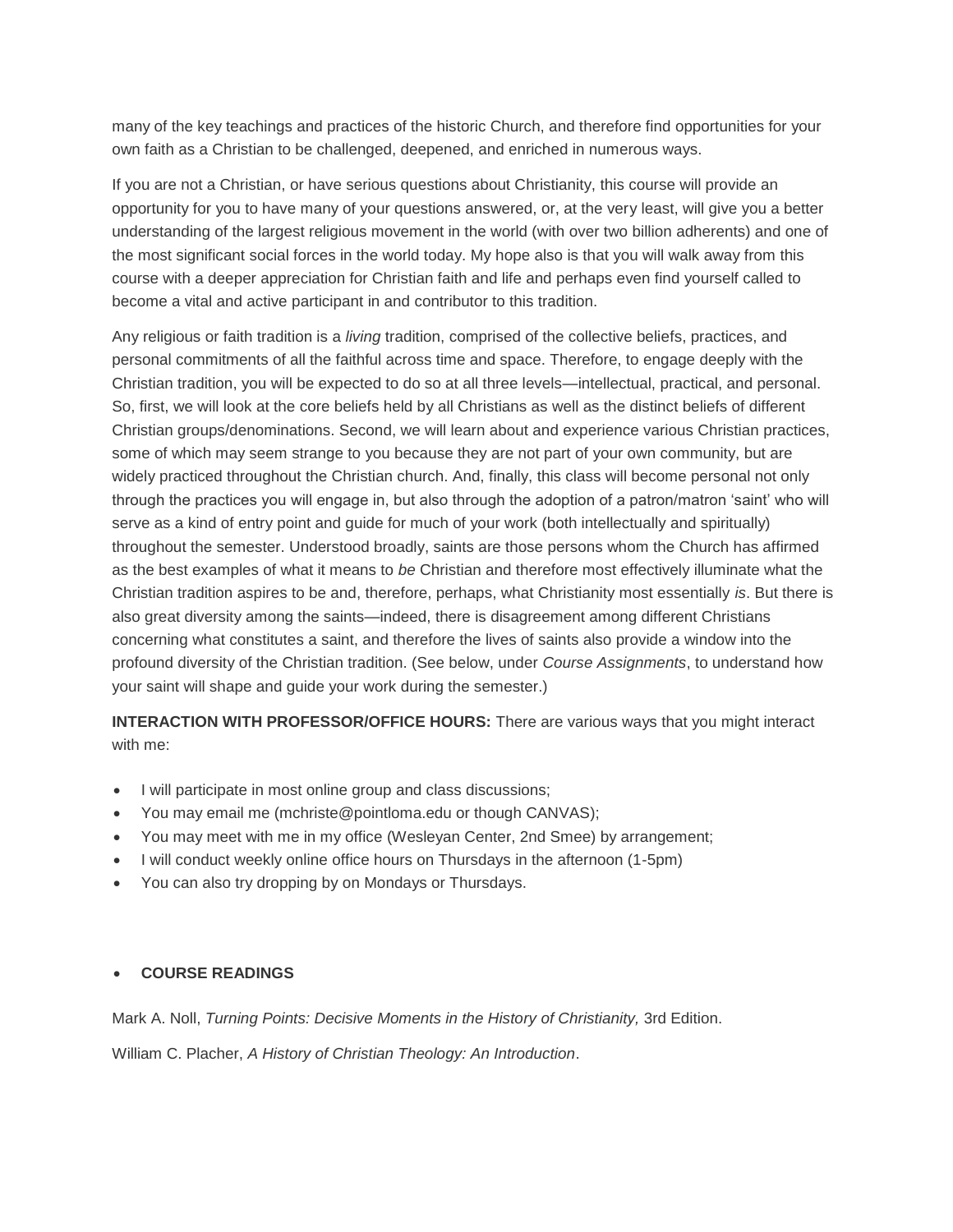many of the key teachings and practices of the historic Church, and therefore find opportunities for your own faith as a Christian to be challenged, deepened, and enriched in numerous ways.

If you are not a Christian, or have serious questions about Christianity, this course will provide an opportunity for you to have many of your questions answered, or, at the very least, will give you a better understanding of the largest religious movement in the world (with over two billion adherents) and one of the most significant social forces in the world today. My hope also is that you will walk away from this course with a deeper appreciation for Christian faith and life and perhaps even find yourself called to become a vital and active participant in and contributor to this tradition.

Any religious or faith tradition is a *living* tradition, comprised of the collective beliefs, practices, and personal commitments of all the faithful across time and space. Therefore, to engage deeply with the Christian tradition, you will be expected to do so at all three levels—intellectual, practical, and personal. So, first, we will look at the core beliefs held by all Christians as well as the distinct beliefs of different Christian groups/denominations. Second, we will learn about and experience various Christian practices, some of which may seem strange to you because they are not part of your own community, but are widely practiced throughout the Christian church. And, finally, this class will become personal not only through the practices you will engage in, but also through the adoption of a patron/matron 'saint' who will serve as a kind of entry point and guide for much of your work (both intellectually and spiritually) throughout the semester. Understood broadly, saints are those persons whom the Church has affirmed as the best examples of what it means to *be* Christian and therefore most effectively illuminate what the Christian tradition aspires to be and, therefore, perhaps, what Christianity most essentially *is*. But there is also great diversity among the saints—indeed, there is disagreement among different Christians concerning what constitutes a saint, and therefore the lives of saints also provide a window into the profound diversity of the Christian tradition. (See below, under *Course Assignments*, to understand how your saint will shape and guide your work during the semester.)

**INTERACTION WITH PROFESSOR/OFFICE HOURS:** There are various ways that you might interact with me:

- I will participate in most online group and class discussions;
- You may email me (mchriste@pointloma.edu or though CANVAS);
- You may meet with me in my office (Wesleyan Center, 2nd Smee) by arrangement;
- I will conduct weekly online office hours on Thursdays in the afternoon (1-5pm)
- You can also try dropping by on Mondays or Thursdays.

- **COURSE READINGS**

Mark A. Noll, *Turning Points: Decisive Moments in the History of Christianity,* 3rd Edition.

William C. Placher, *A History of Christian Theology: An Introduction*.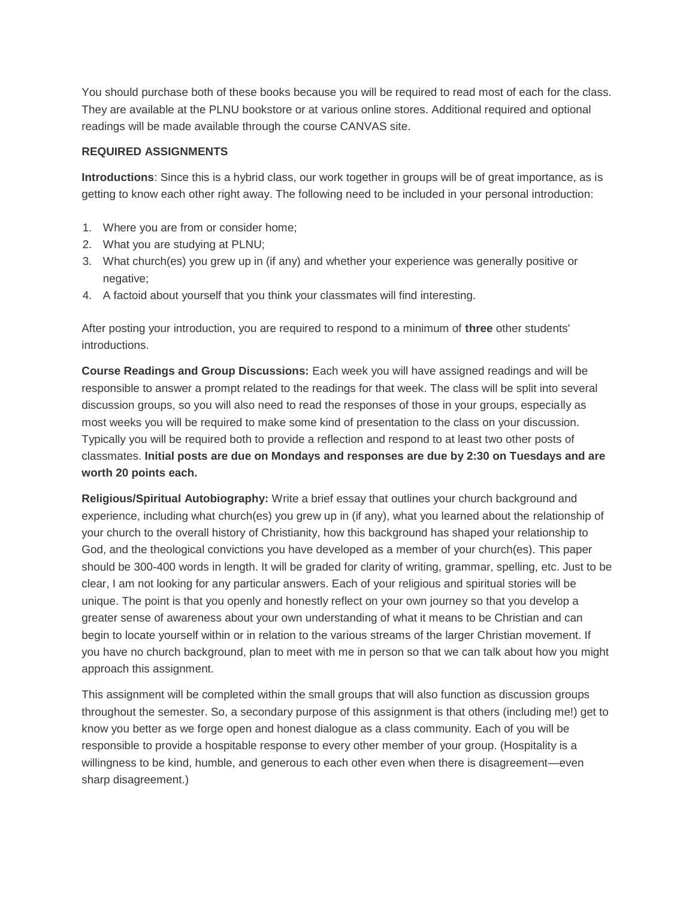You should purchase both of these books because you will be required to read most of each for the class. They are available at the PLNU bookstore or at various online stores. Additional required and optional readings will be made available through the course CANVAS site.

**REQUIRED ASSIGNMENTS**

**Introductions**: Since this is a hybrid class, our work together in groups will be of great importance, as is getting to know each other right away. The following need to be included in your personal introduction:

1. Where you are from or consider home;
2. What you are studying at PLNU;
3. What church(es) you grew up in (if any) and whether your experience was generally positive or negative;
4. A factoid about yourself that you think your classmates will find interesting.

After posting your introduction, you are required to respond to a minimum of **three** other students' introductions.

**Course Readings and Group Discussions:** Each week you will have assigned readings and will be responsible to answer a prompt related to the readings for that week. The class will be split into several discussion groups, so you will also need to read the responses of those in your groups, especially as most weeks you will be required to make some kind of presentation to the class on your discussion. Typically you will be required both to provide a reflection and respond to at least two other posts of classmates. **Initial posts are due on Mondays and responses are due by 2:30 on Tuesdays and are worth 20 points each.**

**Religious/Spiritual Autobiography:** Write a brief essay that outlines your church background and experience, including what church(es) you grew up in (if any), what you learned about the relationship of your church to the overall history of Christianity, how this background has shaped your relationship to God, and the theological convictions you have developed as a member of your church(es). This paper should be 300-400 words in length. It will be graded for clarity of writing, grammar, spelling, etc. Just to be clear, I am not looking for any particular answers. Each of your religious and spiritual stories will be unique. The point is that you openly and honestly reflect on your own journey so that you develop a greater sense of awareness about your own understanding of what it means to be Christian and can begin to locate yourself within or in relation to the various streams of the larger Christian movement. If you have no church background, plan to meet with me in person so that we can talk about how you might approach this assignment.

This assignment will be completed within the small groups that will also function as discussion groups throughout the semester. So, a secondary purpose of this assignment is that others (including me!) get to know you better as we forge open and honest dialogue as a class community. Each of you will be responsible to provide a hospitable response to every other member of your group. (Hospitality is a willingness to be kind, humble, and generous to each other even when there is disagreement—even sharp disagreement.)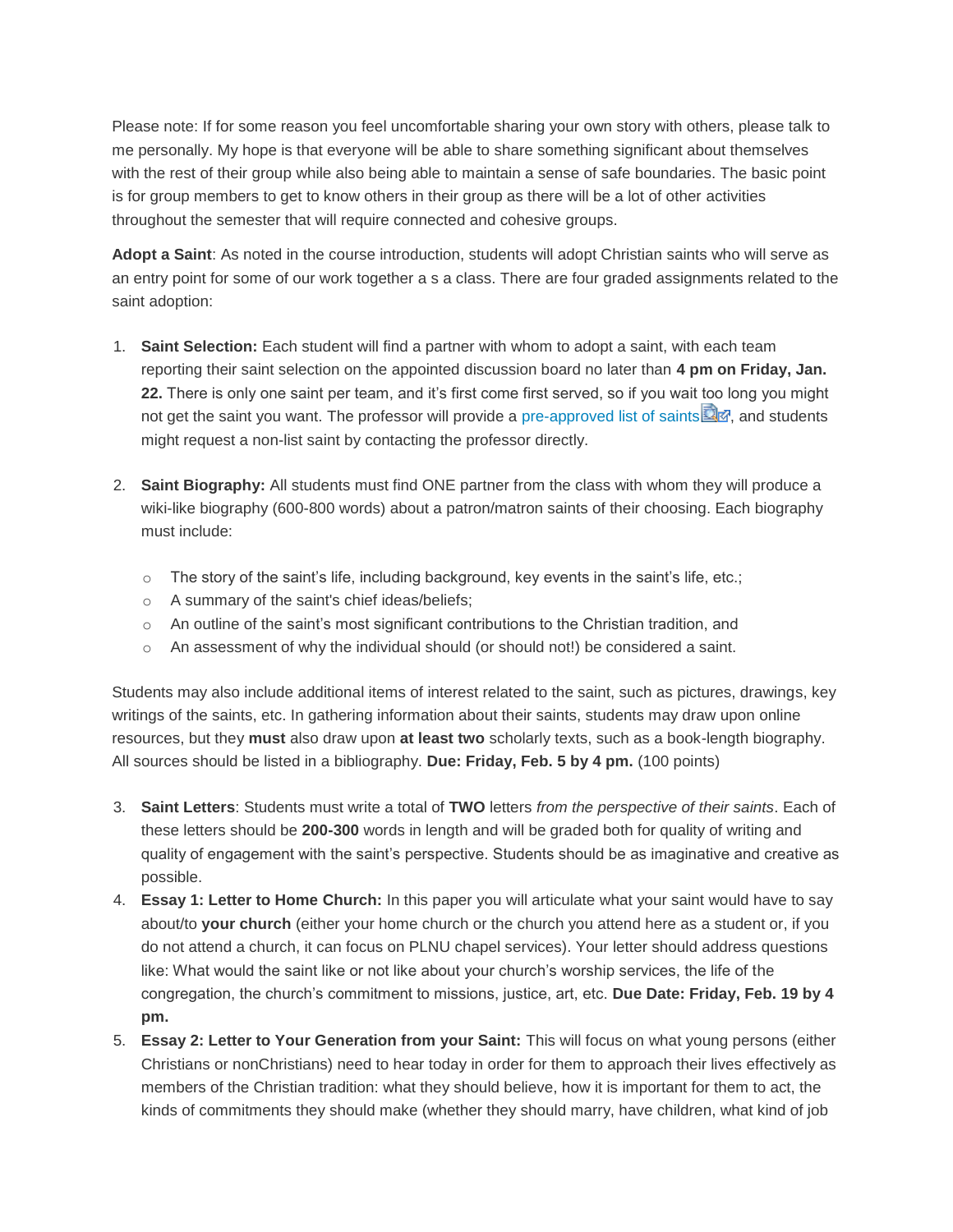Please note: If for some reason you feel uncomfortable sharing your own story with others, please talk to me personally. My hope is that everyone will be able to share something significant about themselves with the rest of their group while also being able to maintain a sense of safe boundaries. The basic point is for group members to get to know others in their group as there will be a lot of other activities throughout the semester that will require connected and cohesive groups.

**Adopt a Saint**: As noted in the course introduction, students will adopt Christian saints who will serve as an entry point for some of our work together a s a class. There are four graded assignments related to the saint adoption:

1. **Saint Selection:** Each student will find a partner with whom to adopt a saint, with each team reporting their saint selection on the appointed discussion board no later than **4 pm on Friday, Jan. 22.** There is only one saint per team, and it's first come first served, so if you wait too long you might not get the saint you want. The professor will provide a pre-approved list of saints, and students might request a non-list saint by contacting the professor directly.

2. **Saint Biography:** All students must find ONE partner from the class with whom they will produce a wiki-like biography (600-800 words) about a patron/matron saints of their choosing. Each biography must include:

    - The story of the saint's life, including background, key events in the saint's life, etc.;
    - A summary of the saint's chief ideas/beliefs;
    - An outline of the saint's most significant contributions to the Christian tradition, and
    - An assessment of why the individual should (or should not!) be considered a saint.

Students may also include additional items of interest related to the saint, such as pictures, drawings, key writings of the saints, etc. In gathering information about their saints, students may draw upon online resources, but they **must** also draw upon **at least two** scholarly texts, such as a book-length biography. All sources should be listed in a bibliography. **Due: Friday, Feb. 5 by 4 pm.** (100 points)

3. **Saint Letters**: Students must write a total of **TWO** letters *from the perspective of their saints*. Each of these letters should be **200-300** words in length and will be graded both for quality of writing and quality of engagement with the saint's perspective. Students should be as imaginative and creative as possible.
4. **Essay 1: Letter to Home Church:** In this paper you will articulate what your saint would have to say about/to **your church** (either your home church or the church you attend here as a student or, if you do not attend a church, it can focus on PLNU chapel services). Your letter should address questions like: What would the saint like or not like about your church's worship services, the life of the congregation, the church's commitment to missions, justice, art, etc. **Due Date: Friday, Feb. 19 by 4 pm.**
5. **Essay 2: Letter to Your Generation from your Saint:** This will focus on what young persons (either Christians or nonChristians) need to hear today in order for them to approach their lives effectively as members of the Christian tradition: what they should believe, how it is important for them to act, the kinds of commitments they should make (whether they should marry, have children, what kind of job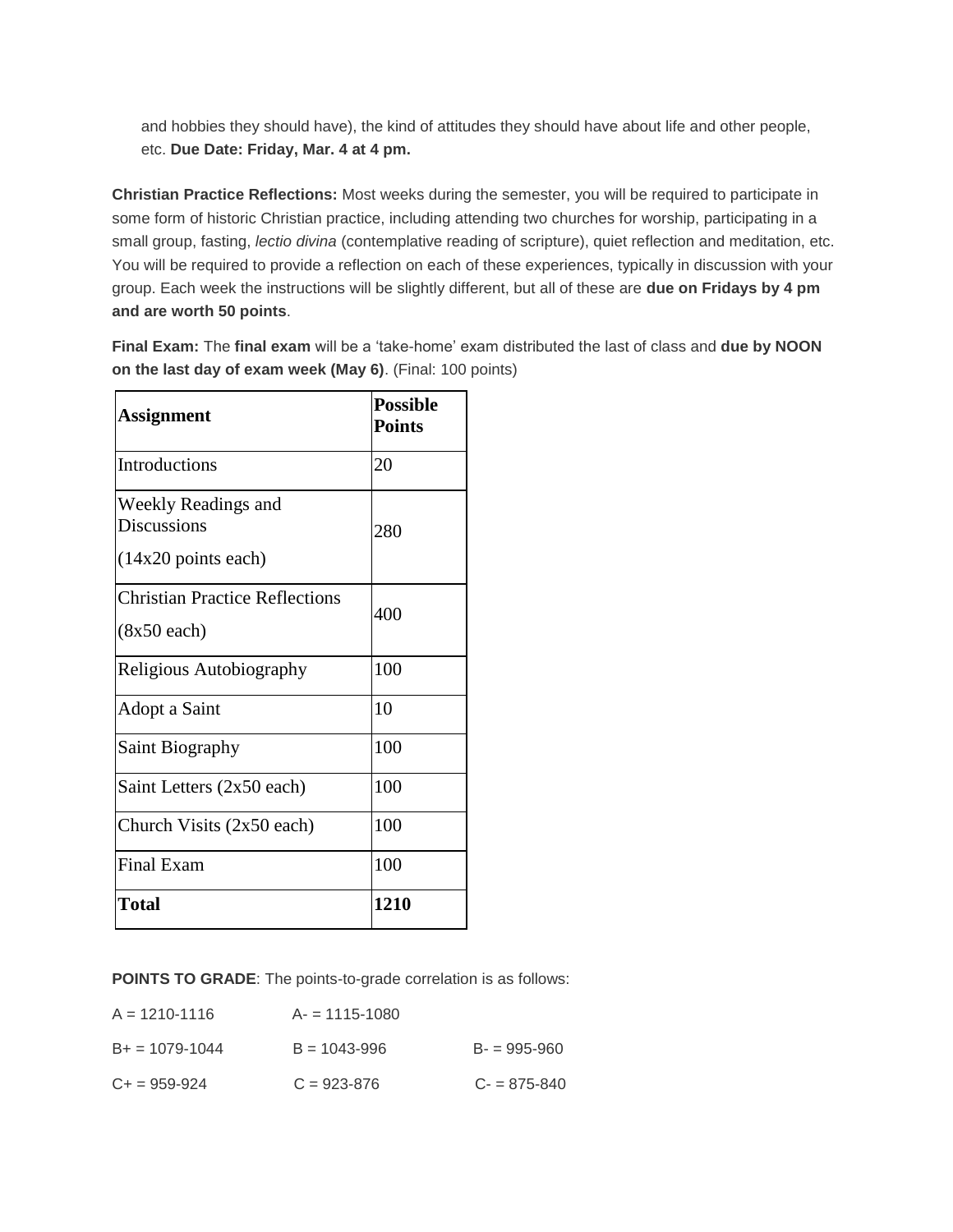and hobbies they should have), the kind of attitudes they should have about life and other people, etc. **Due Date: Friday, Mar. 4 at 4 pm.**

**Christian Practice Reflections:** Most weeks during the semester, you will be required to participate in some form of historic Christian practice, including attending two churches for worship, participating in a small group, fasting, *lectio divina* (contemplative reading of scripture), quiet reflection and meditation, etc. You will be required to provide a reflection on each of these experiences, typically in discussion with your group. Each week the instructions will be slightly different, but all of these are **due on Fridays by 4 pm and are worth 50 points**.

**Final Exam:** The **final exam** will be a 'take-home' exam distributed the last of class and **due by NOON on the last day of exam week (May 6)**. (Final: 100 points)

| **Assignment** | **Possible Points** |
|---|---|
| Introductions | 20 |
| Weekly Readings and Discussions (14x20 points each) | 280 |
| Christian Practice Reflections (8x50 each) | 400 |
| Religious Autobiography | 100 |
| Adopt a Saint | 10 |
| Saint Biography | 100 |
| Saint Letters (2x50 each) | 100 |
| Church Visits (2x50 each) | 100 |
| Final Exam | 100 |
| **Total** | **1210** |

**POINTS TO GRADE**: The points-to-grade correlation is as follows:

| | | |
|---|---|---|
| A = 1210-1116 | A- = 1115-1080 | |
| B+ = 1079-1044 | B = 1043-996 | B- = 995-960 |
| C+ = 959-924 | C = 923-876 | C- = 875-840 |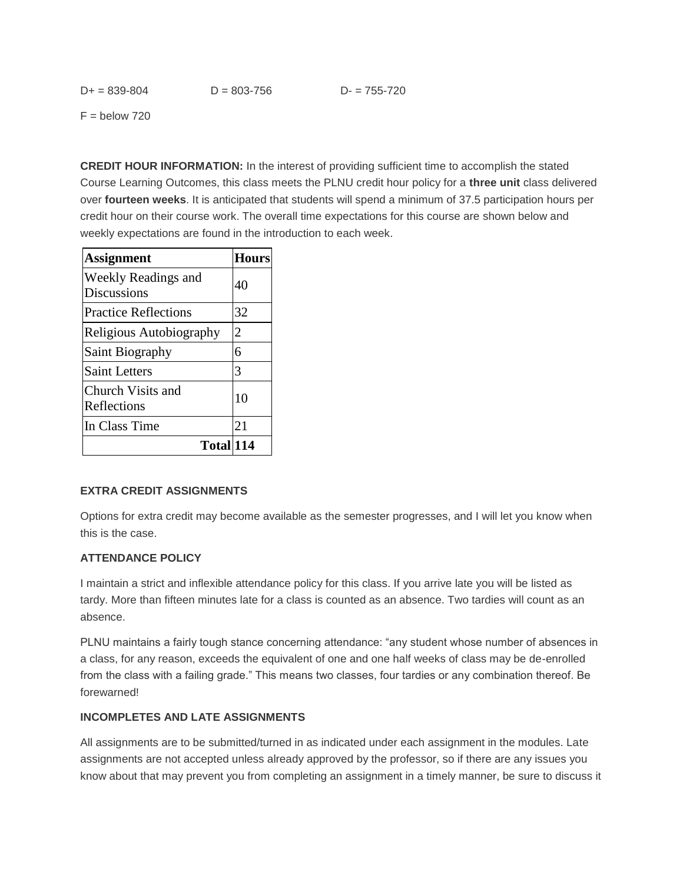D+ = 839-804 D = 803-756 D- = 755-720

F = below 720

**CREDIT HOUR INFORMATION:** In the interest of providing sufficient time to accomplish the stated Course Learning Outcomes, this class meets the PLNU credit hour policy for a **three unit** class delivered over **fourteen weeks**. It is anticipated that students will spend a minimum of 37.5 participation hours per credit hour on their course work. The overall time expectations for this course are shown below and weekly expectations are found in the introduction to each week.

| **Assignment** | **Hours** |
|---|---|
| Weekly Readings and Discussions | 40 |
| Practice Reflections | 32 |
| Religious Autobiography | 2 |
| Saint Biography | 6 |
| Saint Letters | 3 |
| Church Visits and Reflections | 10 |
| In Class Time | 21 |
| **Total** | **114** |

**EXTRA CREDIT ASSIGNMENTS**

Options for extra credit may become available as the semester progresses, and I will let you know when this is the case.

**ATTENDANCE POLICY**

I maintain a strict and inflexible attendance policy for this class. If you arrive late you will be listed as tardy. More than fifteen minutes late for a class is counted as an absence. Two tardies will count as an absence.

PLNU maintains a fairly tough stance concerning attendance: "any student whose number of absences in a class, for any reason, exceeds the equivalent of one and one half weeks of class may be de-enrolled from the class with a failing grade." This means two classes, four tardies or any combination thereof. Be forewarned!

**INCOMPLETES AND LATE ASSIGNMENTS**

All assignments are to be submitted/turned in as indicated under each assignment in the modules. Late assignments are not accepted unless already approved by the professor, so if there are any issues you know about that may prevent you from completing an assignment in a timely manner, be sure to discuss it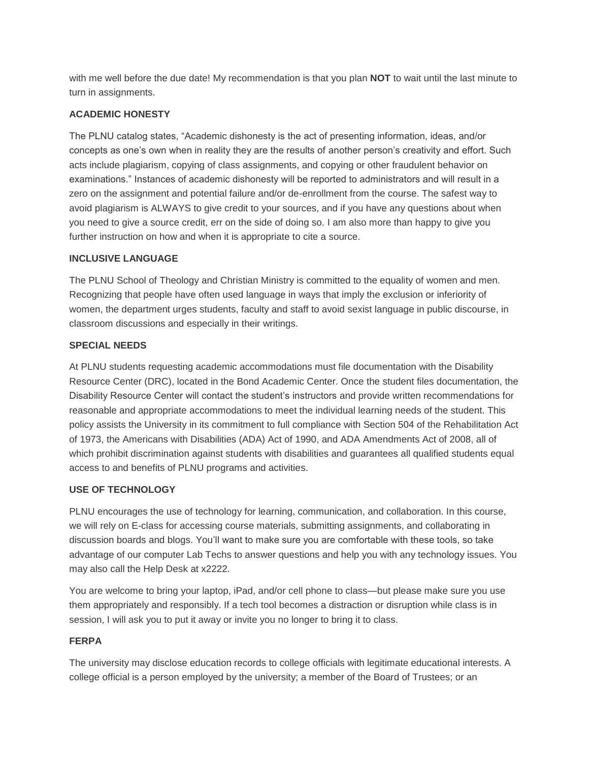with me well before the due date! My recommendation is that you plan **NOT** to wait until the last minute to turn in assignments.

**ACADEMIC HONESTY**

The PLNU catalog states, "Academic dishonesty is the act of presenting information, ideas, and/or concepts as one's own when in reality they are the results of another person's creativity and effort. Such acts include plagiarism, copying of class assignments, and copying or other fraudulent behavior on examinations." Instances of academic dishonesty will be reported to administrators and will result in a zero on the assignment and potential failure and/or de-enrollment from the course. The safest way to avoid plagiarism is ALWAYS to give credit to your sources, and if you have any questions about when you need to give a source credit, err on the side of doing so. I am also more than happy to give you further instruction on how and when it is appropriate to cite a source.

**INCLUSIVE LANGUAGE**

The PLNU School of Theology and Christian Ministry is committed to the equality of women and men. Recognizing that people have often used language in ways that imply the exclusion or inferiority of women, the department urges students, faculty and staff to avoid sexist language in public discourse, in classroom discussions and especially in their writings.

**SPECIAL NEEDS**

At PLNU students requesting academic accommodations must file documentation with the Disability Resource Center (DRC), located in the Bond Academic Center. Once the student files documentation, the Disability Resource Center will contact the student's instructors and provide written recommendations for reasonable and appropriate accommodations to meet the individual learning needs of the student. This policy assists the University in its commitment to full compliance with Section 504 of the Rehabilitation Act of 1973, the Americans with Disabilities (ADA) Act of 1990, and ADA Amendments Act of 2008, all of which prohibit discrimination against students with disabilities and guarantees all qualified students equal access to and benefits of PLNU programs and activities.

**USE OF TECHNOLOGY**

PLNU encourages the use of technology for learning, communication, and collaboration. In this course, we will rely on E-class for accessing course materials, submitting assignments, and collaborating in discussion boards and blogs. You'll want to make sure you are comfortable with these tools, so take advantage of our computer Lab Techs to answer questions and help you with any technology issues. You may also call the Help Desk at x2222.

You are welcome to bring your laptop, iPad, and/or cell phone to class—but please make sure you use them appropriately and responsibly. If a tech tool becomes a distraction or disruption while class is in session, I will ask you to put it away or invite you no longer to bring it to class.

**FERPA**

The university may disclose education records to college officials with legitimate educational interests. A college official is a person employed by the university; a member of the Board of Trustees; or an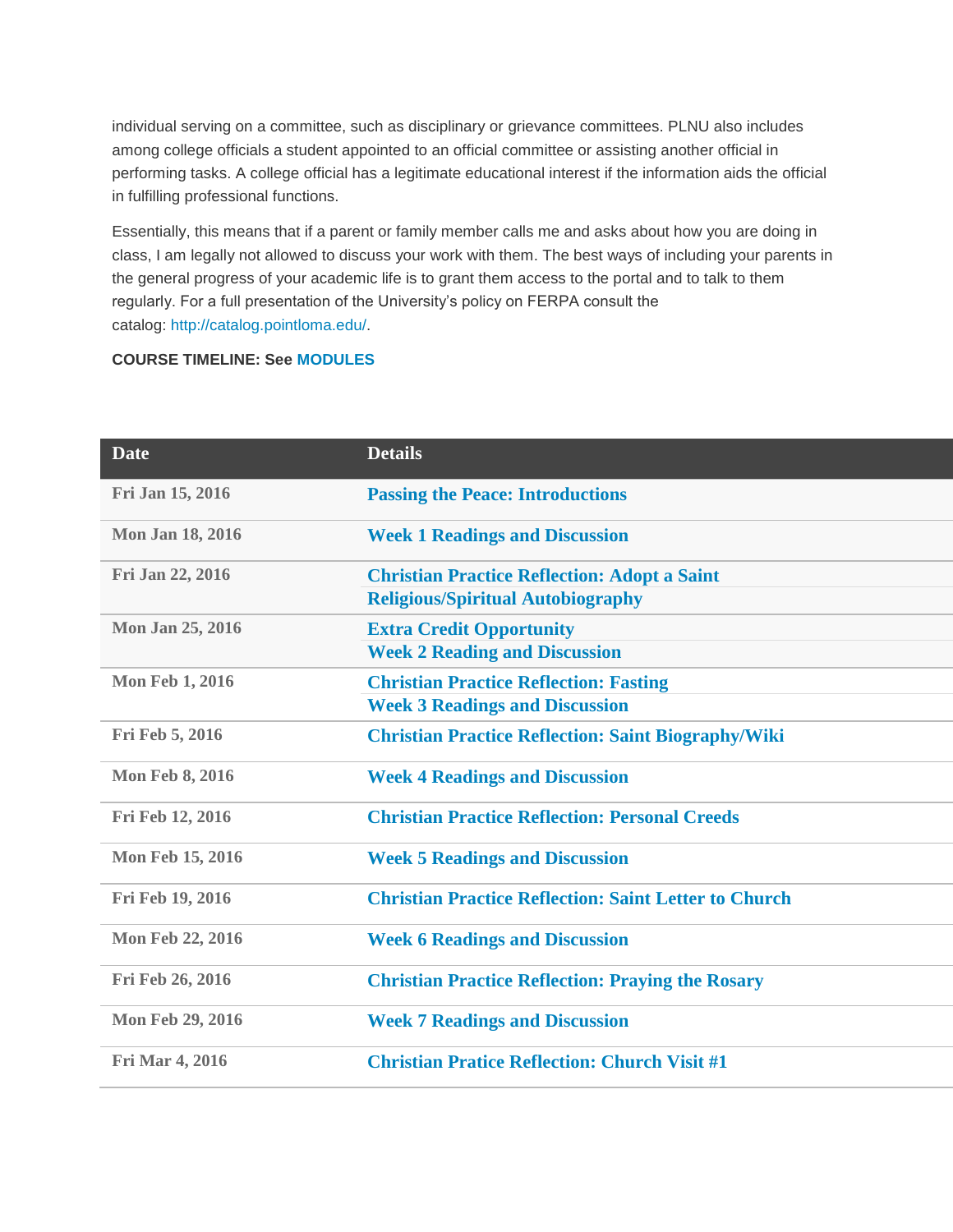individual serving on a committee, such as disciplinary or grievance committees. PLNU also includes among college officials a student appointed to an official committee or assisting another official in performing tasks. A college official has a legitimate educational interest if the information aids the official in fulfilling professional functions.

Essentially, this means that if a parent or family member calls me and asks about how you are doing in class, I am legally not allowed to discuss your work with them. The best ways of including your parents in the general progress of your academic life is to grant them access to the portal and to talk to them regularly. For a full presentation of the University's policy on FERPA consult the catalog: http://catalog.pointloma.edu/.

**COURSE TIMELINE: See MODULES**

| Date | Details |
|---|---|
| Fri Jan 15, 2016 | Passing the Peace: Introductions |
| Mon Jan 18, 2016 | Week 1 Readings and Discussion |
| Fri Jan 22, 2016 | Christian Practice Reflection: Adopt a Saint<br>Religious/Spiritual Autobiography |
| Mon Jan 25, 2016 | Extra Credit Opportunity<br>Week 2 Reading and Discussion |
| Mon Feb 1, 2016 | Christian Practice Reflection: Fasting<br>Week 3 Readings and Discussion |
| Fri Feb 5, 2016 | Christian Practice Reflection: Saint Biography/Wiki |
| Mon Feb 8, 2016 | Week 4 Readings and Discussion |
| Fri Feb 12, 2016 | Christian Practice Reflection: Personal Creeds |
| Mon Feb 15, 2016 | Week 5 Readings and Discussion |
| Fri Feb 19, 2016 | Christian Practice Reflection: Saint Letter to Church |
| Mon Feb 22, 2016 | Week 6 Readings and Discussion |
| Fri Feb 26, 2016 | Christian Practice Reflection: Praying the Rosary |
| Mon Feb 29, 2016 | Week 7 Readings and Discussion |
| Fri Mar 4, 2016 | Christian Pratice Reflection: Church Visit #1 |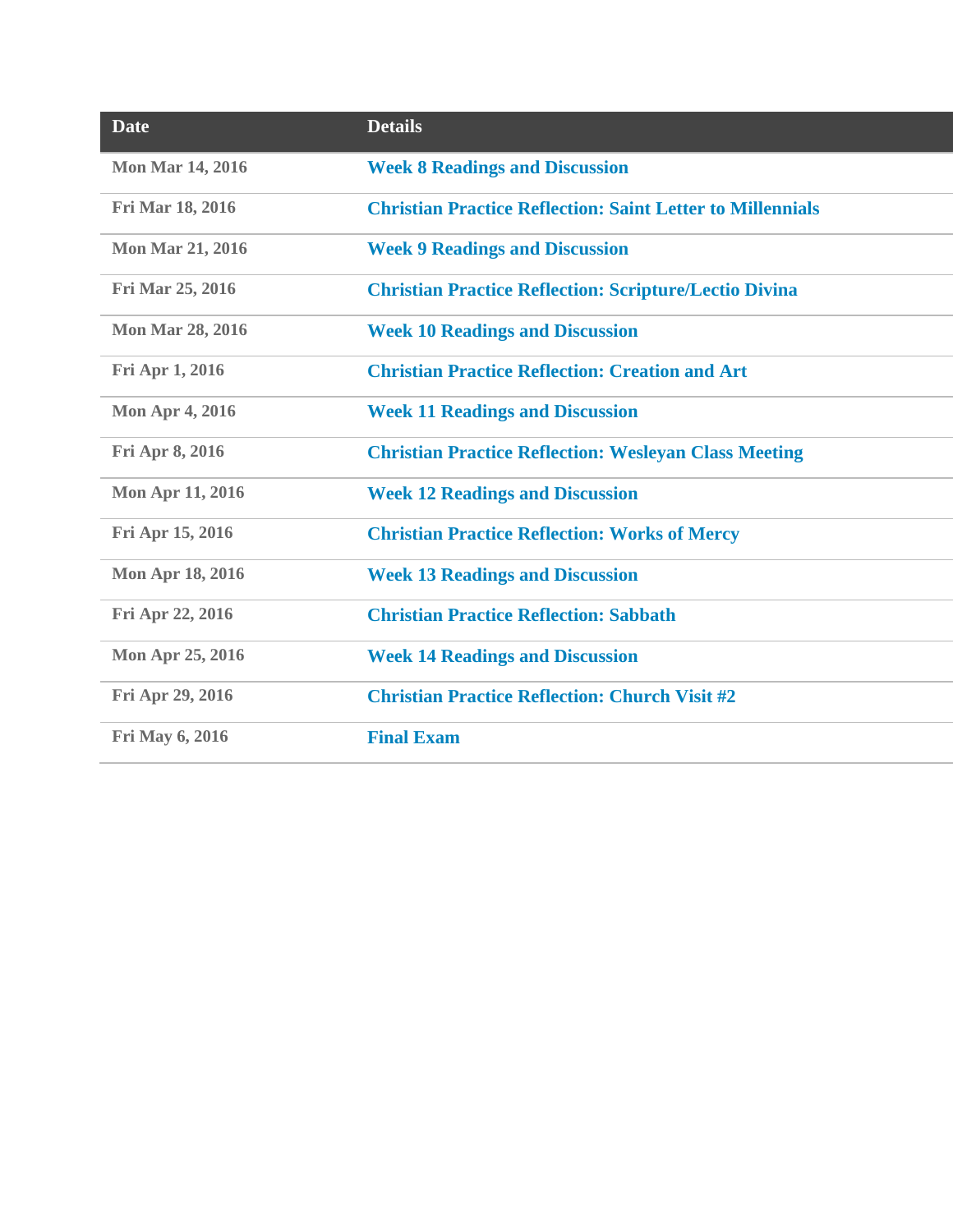| Date | Details |
| --- | --- |
| Mon Mar 14, 2016 | Week 8 Readings and Discussion |
| Fri Mar 18, 2016 | Christian Practice Reflection: Saint Letter to Millennials |
| Mon Mar 21, 2016 | Week 9 Readings and Discussion |
| Fri Mar 25, 2016 | Christian Practice Reflection: Scripture/Lectio Divina |
| Mon Mar 28, 2016 | Week 10 Readings and Discussion |
| Fri Apr 1, 2016 | Christian Practice Reflection: Creation and Art |
| Mon Apr 4, 2016 | Week 11 Readings and Discussion |
| Fri Apr 8, 2016 | Christian Practice Reflection: Wesleyan Class Meeting |
| Mon Apr 11, 2016 | Week 12 Readings and Discussion |
| Fri Apr 15, 2016 | Christian Practice Reflection: Works of Mercy |
| Mon Apr 18, 2016 | Week 13 Readings and Discussion |
| Fri Apr 22, 2016 | Christian Practice Reflection: Sabbath |
| Mon Apr 25, 2016 | Week 14 Readings and Discussion |
| Fri Apr 29, 2016 | Christian Practice Reflection: Church Visit #2 |
| Fri May 6, 2016 | Final Exam |